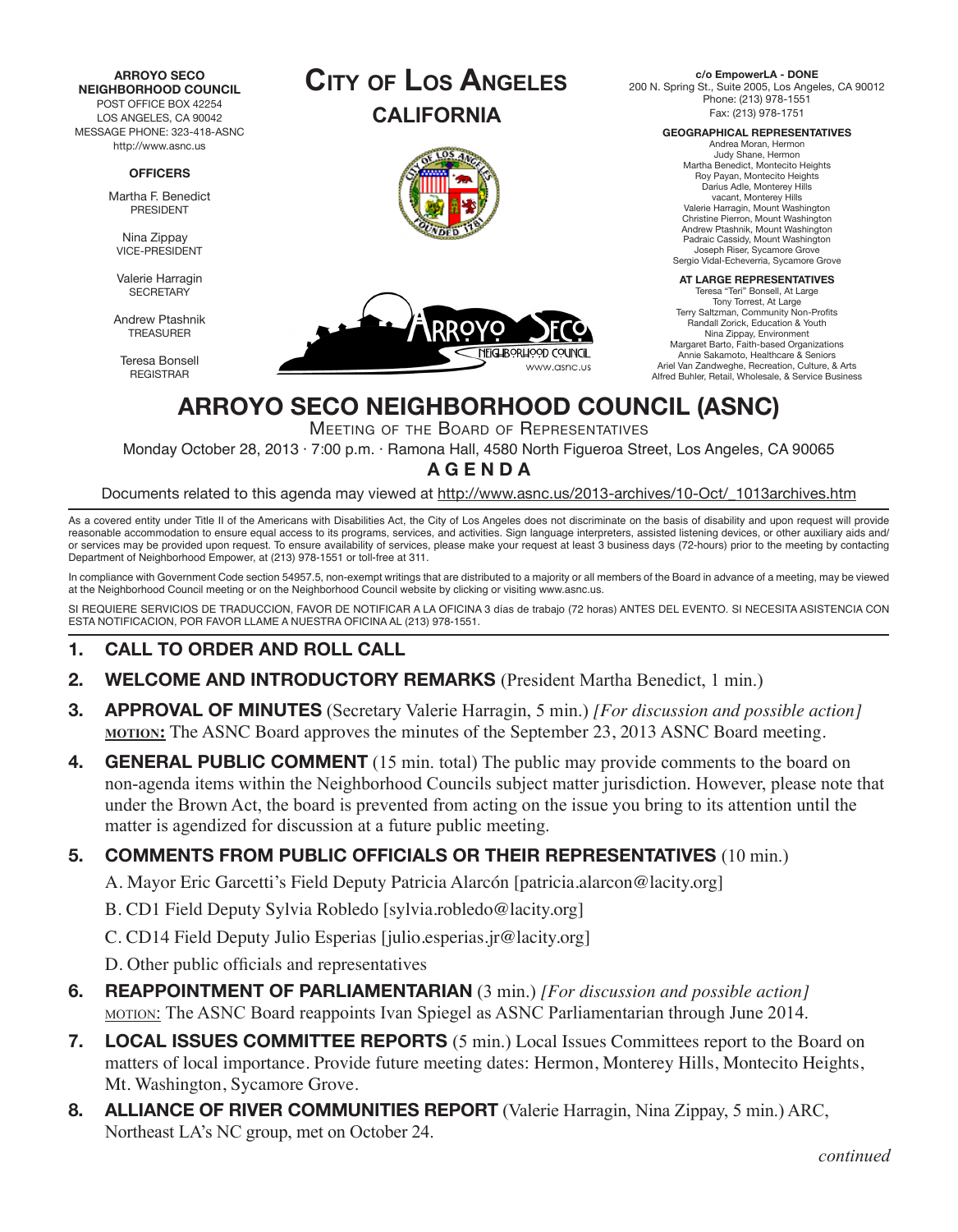**ARROYO SECO NEIGHBORHOOD COUNCIL**
POST OFFICE BOX 42254
LOS ANGELES, CA 90042
MESSAGE PHONE: 323-418-ASNC
http://www.asnc.us

**OFFICERS**

Martha F. Benedict
PRESIDENT

Nina Zippay
VICE-PRESIDENT

Valerie Harragin
SECRETARY

Andrew Ptashnik
TREASURER

Teresa Bonsell
REGISTRAR

**CITY OF LOS ANGELES**
**CALIFORNIA**

**c/o EmpowerLA - DONE**
200 N. Spring St., Suite 2005, Los Angeles, CA 90012
Phone: (213) 978-1551
Fax: (213) 978-1751

**GEOGRAPHICAL REPRESENTATIVES**
Andrea Moran, Hermon
Judy Shane, Hermon
Martha Benedict, Montecito Heights
Roy Payan, Montecito Heights
Darius Adle, Monterey Hills
vacant, Monterey Hills
Valerie Harragin, Mount Washington
Christine Pierron, Mount Washington
Andrew Ptashnik, Mount Washington
Padraic Cassidy, Mount Washington
Joseph Riser, Sycamore Grove
Sergio Vidal-Echeverria, Sycamore Grove

**AT LARGE REPRESENTATIVES**
Teresa "Teri" Bonsell, At Large
Tony Torrest, At Large
Terry Saltzman, Community Non-Profits
Randall Zorick, Education & Youth
Nina Zippay, Environment
Margaret Barto, Faith-based Organizations
Annie Sakamoto, Healthcare & Seniors
Ariel Van Zandweghe, Recreation, Culture, & Arts
Alfred Buhler, Retail, Wholesale, & Service Business

# ARROYO SECO NEIGHBORHOOD COUNCIL (ASNC)

Meeting of the Board of Representatives

Monday October 28, 2013 · 7:00 p.m. · Ramona Hall, 4580 North Figueroa Street, Los Angeles, CA 90065

**AGENDA**

Documents related to this agenda may viewed at http://www.asnc.us/2013-archives/10-Oct/_1013archives.htm

As a covered entity under Title II of the Americans with Disabilities Act, the City of Los Angeles does not discriminate on the basis of disability and upon request will provide reasonable accommodation to ensure equal access to its programs, services, and activities. Sign language interpreters, assisted listening devices, or other auxiliary aids and/or services may be provided upon request. To ensure availability of services, please make your request at least 3 business days (72-hours) prior to the meeting by contacting Department of Neighborhood Empower, at (213) 978-1551 or toll-free at 311.

In compliance with Government Code section 54957.5, non-exempt writings that are distributed to a majority or all members of the Board in advance of a meeting, may be viewed at the Neighborhood Council meeting or on the Neighborhood Council website by clicking or visiting www.asnc.us.

SI REQUIERE SERVICIOS DE TRADUCCION, FAVOR DE NOTIFICAR A LA OFICINA 3 días de trabajo (72 horas) ANTES DEL EVENTO. SI NECESITA ASISTENCIA CON ESTA NOTIFICACION, POR FAVOR LLAME A NUESTRA OFICINA AL (213) 978-1551.

1. **CALL TO ORDER AND ROLL CALL**
2. **WELCOME AND INTRODUCTORY REMARKS** (President Martha Benedict, 1 min.)
3. **APPROVAL OF MINUTES** (Secretary Valerie Harragin, 5 min.) *[For discussion and possible action]* **MOTION:** The ASNC Board approves the minutes of the September 23, 2013 ASNC Board meeting.
4. **GENERAL PUBLIC COMMENT** (15 min. total) The public may provide comments to the board on non-agenda items within the Neighborhood Councils subject matter jurisdiction. However, please note that under the Brown Act, the board is prevented from acting on the issue you bring to its attention until the matter is agendized for discussion at a future public meeting.
5. **COMMENTS FROM PUBLIC OFFICIALS OR THEIR REPRESENTATIVES** (10 min.)
   A. Mayor Eric Garcetti's Field Deputy Patricia Alarcón [patricia.alarcon@lacity.org]
   B. CD1 Field Deputy Sylvia Robledo [sylvia.robledo@lacity.org]
   C. CD14 Field Deputy Julio Esperias [julio.esperias.jr@lacity.org]
   D. Other public officials and representatives
6. **REAPPOINTMENT OF PARLIAMENTARIAN** (3 min.) *[For discussion and possible action]* MOTION: The ASNC Board reappoints Ivan Spiegel as ASNC Parliamentarian through June 2014.
7. **LOCAL ISSUES COMMITTEE REPORTS** (5 min.) Local Issues Committees report to the Board on matters of local importance. Provide future meeting dates: Hermon, Monterey Hills, Montecito Heights, Mt. Washington, Sycamore Grove.
8. **ALLIANCE OF RIVER COMMUNITIES REPORT** (Valerie Harragin, Nina Zippay, 5 min.) ARC, Northeast LA's NC group, met on October 24.

*continued*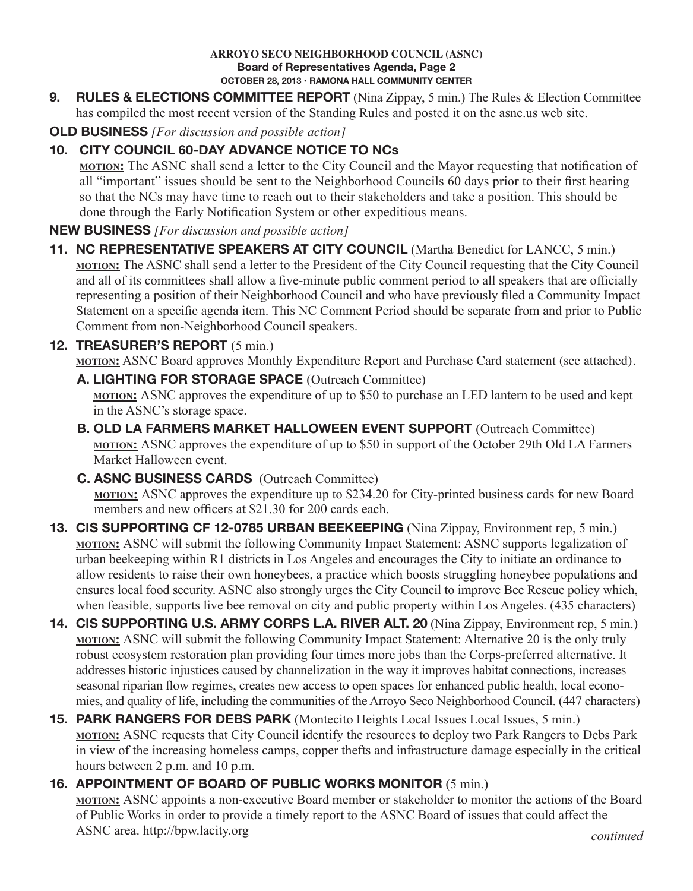**9. RULES & ELECTIONS COMMITTEE REPORT** (Nina Zippay, 5 min.) The Rules & Election Committee has compiled the most recent version of the Standing Rules and posted it on the asnc.us web site.

**OLD BUSINESS** *[For discussion and possible action]*

**10. CITY COUNCIL 60-DAY ADVANCE NOTICE TO NCs**

**MOTION:** The ASNC shall send a letter to the City Council and the Mayor requesting that notification of all "important" issues should be sent to the Neighborhood Councils 60 days prior to their first hearing so that the NCs may have time to reach out to their stakeholders and take a position. This should be done through the Early Notification System or other expeditious means.

**NEW BUSINESS** *[For discussion and possible action]*

**11. NC REPRESENTATIVE SPEAKERS AT CITY COUNCIL** (Martha Benedict for LANCC, 5 min.)

**MOTION:** The ASNC shall send a letter to the President of the City Council requesting that the City Council and all of its committees shall allow a five-minute public comment period to all speakers that are officially representing a position of their Neighborhood Council and who have previously filed a Community Impact Statement on a specific agenda item. This NC Comment Period should be separate from and prior to Public Comment from non-Neighborhood Council speakers.

**12. TREASURER'S REPORT** (5 min.)

**MOTION:** ASNC Board approves Monthly Expenditure Report and Purchase Card statement (see attached).

**A. LIGHTING FOR STORAGE SPACE** (Outreach Committee)

**MOTION:** ASNC approves the expenditure of up to $50 to purchase an LED lantern to be used and kept in the ASNC's storage space.

**B. OLD LA FARMERS MARKET HALLOWEEN EVENT SUPPORT** (Outreach Committee)

**MOTION:** ASNC approves the expenditure of up to $50 in support of the October 29th Old LA Farmers Market Halloween event.

**C. ASNC BUSINESS CARDS** (Outreach Committee)

**MOTION:** ASNC approves the expenditure up to $234.20 for City-printed business cards for new Board members and new officers at $21.30 for 200 cards each.

**13. CIS SUPPORTING CF 12-0785 URBAN BEEKEEPING** (Nina Zippay, Environment rep, 5 min.)

**MOTION:** ASNC will submit the following Community Impact Statement: ASNC supports legalization of urban beekeeping within R1 districts in Los Angeles and encourages the City to initiate an ordinance to allow residents to raise their own honeybees, a practice which boosts struggling honeybee populations and ensures local food security. ASNC also strongly urges the City Council to improve Bee Rescue policy which, when feasible, supports live bee removal on city and public property within Los Angeles. (435 characters)

**14. CIS SUPPORTING U.S. ARMY CORPS L.A. RIVER ALT. 20** (Nina Zippay, Environment rep, 5 min.)

**MOTION:** ASNC will submit the following Community Impact Statement: Alternative 20 is the only truly robust ecosystem restoration plan providing four times more jobs than the Corps-preferred alternative. It addresses historic injustices caused by channelization in the way it improves habitat connections, increases seasonal riparian flow regimes, creates new access to open spaces for enhanced public health, local economies, and quality of life, including the communities of the Arroyo Seco Neighborhood Council. (447 characters)

**15. PARK RANGERS FOR DEBS PARK** (Montecito Heights Local Issues Local Issues, 5 min.)

**MOTION:** ASNC requests that City Council identify the resources to deploy two Park Rangers to Debs Park in view of the increasing homeless camps, copper thefts and infrastructure damage especially in the critical hours between 2 p.m. and 10 p.m.

**16. APPOINTMENT OF BOARD OF PUBLIC WORKS MONITOR** (5 min.)

**MOTION:** ASNC appoints a non-executive Board member or stakeholder to monitor the actions of the Board of Public Works in order to provide a timely report to the ASNC Board of issues that could affect the ASNC area. http://bpw.lacity.org

*continued*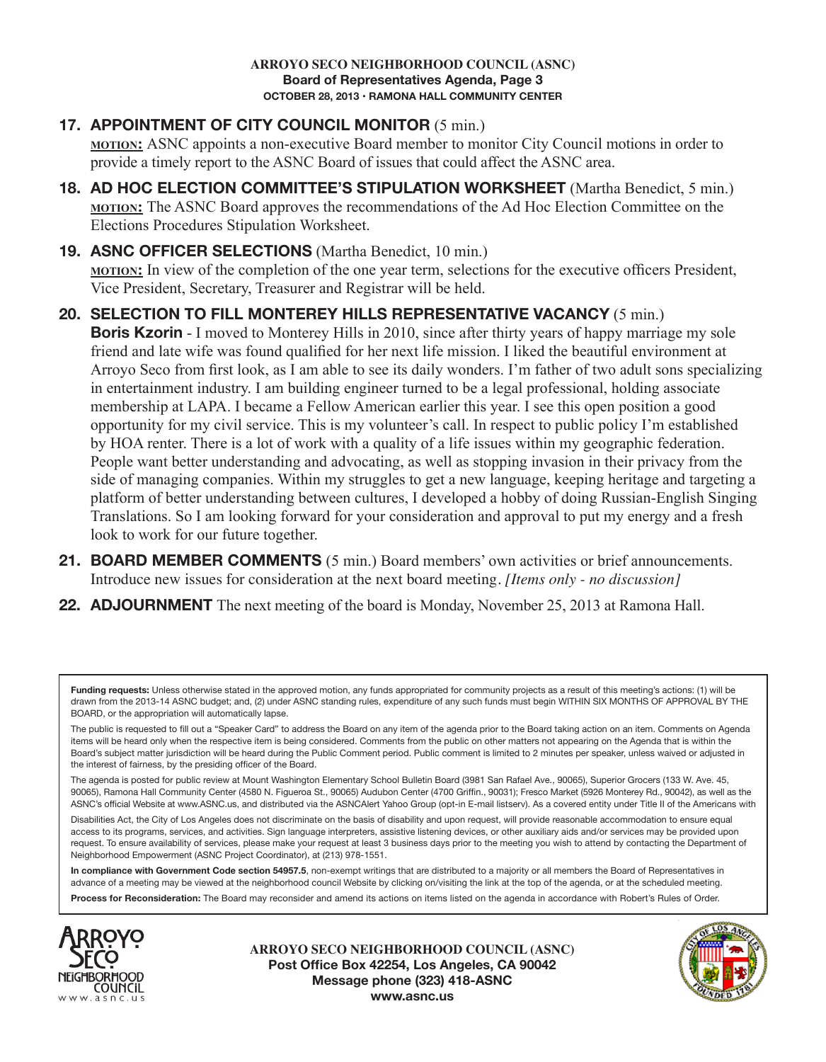**17. APPOINTMENT OF CITY COUNCIL MONITOR** (5 min.)
**MOTION:** ASNC appoints a non-executive Board member to monitor City Council motions in order to provide a timely report to the ASNC Board of issues that could affect the ASNC area.

**18. AD HOC ELECTION COMMITTEE'S STIPULATION WORKSHEET** (Martha Benedict, 5 min.)
**MOTION:** The ASNC Board approves the recommendations of the Ad Hoc Election Committee on the Elections Procedures Stipulation Worksheet.

**19. ASNC OFFICER SELECTIONS** (Martha Benedict, 10 min.)
**MOTION:** In view of the completion of the one year term, selections for the executive officers President, Vice President, Secretary, Treasurer and Registrar will be held.

**20. SELECTION TO FILL MONTEREY HILLS REPRESENTATIVE VACANCY** (5 min.)
**Boris Kzorin** - I moved to Monterey Hills in 2010, since after thirty years of happy marriage my sole friend and late wife was found qualified for her next life mission. I liked the beautiful environment at Arroyo Seco from first look, as I am able to see its daily wonders. I'm father of two adult sons specializing in entertainment industry. I am building engineer turned to be a legal professional, holding associate membership at LAPA. I became a Fellow American earlier this year. I see this open position a good opportunity for my civil service. This is my volunteer's call. In respect to public policy I'm established by HOA renter. There is a lot of work with a quality of a life issues within my geographic federation. People want better understanding and advocating, as well as stopping invasion in their privacy from the side of managing companies. Within my struggles to get a new language, keeping heritage and targeting a platform of better understanding between cultures, I developed a hobby of doing Russian-English Singing Translations. So I am looking forward for your consideration and approval to put my energy and a fresh look to work for our future together.

**21. BOARD MEMBER COMMENTS** (5 min.) Board members' own activities or brief announcements. Introduce new issues for consideration at the next board meeting. *[Items only - no discussion]*

**22. ADJOURNMENT** The next meeting of the board is Monday, November 25, 2013 at Ramona Hall.

---

**Funding requests:** Unless otherwise stated in the approved motion, any funds appropriated for community projects as a result of this meeting's actions: (1) will be drawn from the 2013-14 ASNC budget; and, (2) under ASNC standing rules, expenditure of any such funds must begin WITHIN SIX MONTHS OF APPROVAL BY THE BOARD, or the appropriation will automatically lapse.

The public is requested to fill out a "Speaker Card" to address the Board on any item of the agenda prior to the Board taking action on an item. Comments on Agenda items will be heard only when the respective item is being considered. Comments from the public on other matters not appearing on the Agenda that is within the Board's subject matter jurisdiction will be heard during the Public Comment period. Public comment is limited to 2 minutes per speaker, unless waived or adjusted in the interest of fairness, by the presiding officer of the Board.

The agenda is posted for public review at Mount Washington Elementary School Bulletin Board (3981 San Rafael Ave., 90065), Superior Grocers (133 W. Ave. 45, 90065), Ramona Hall Community Center (4580 N. Figueroa St., 90065) Audubon Center (4700 Griffin., 90031); Fresco Market (5926 Monterey Rd., 90042), as well as the ASNC's official Website at www.ASNC.us, and distributed via the ASNCAlert Yahoo Group (opt-in E-mail listserv). As a covered entity under Title II of the Americans with Disabilities Act, the City of Los Angeles does not discriminate on the basis of disability and upon request, will provide reasonable accommodation to ensure equal access to its programs, services, and activities. Sign language interpreters, assistive listening devices, or other auxiliary aids and/or services may be provided upon request. To ensure availability of services, please make your request at least 3 business days prior to the meeting you wish to attend by contacting the Department of Neighborhood Empowerment (ASNC Project Coordinator), at (213) 978-1551.

**In compliance with Government Code section 54957.5**, non-exempt writings that are distributed to a majority or all members the Board of Representatives in advance of a meeting may be viewed at the neighborhood council Website by clicking on/visiting the link at the top of the agenda, or at the scheduled meeting.

**Process for Reconsideration:** The Board may reconsider and amend its actions on items listed on the agenda in accordance with Robert's Rules of Order.

**ARROYO SECO NEIGHBORHOOD COUNCIL (ASNC)**
**Post Office Box 42254, Los Angeles, CA 90042**
**Message phone (323) 418-ASNC**
**www.asnc.us**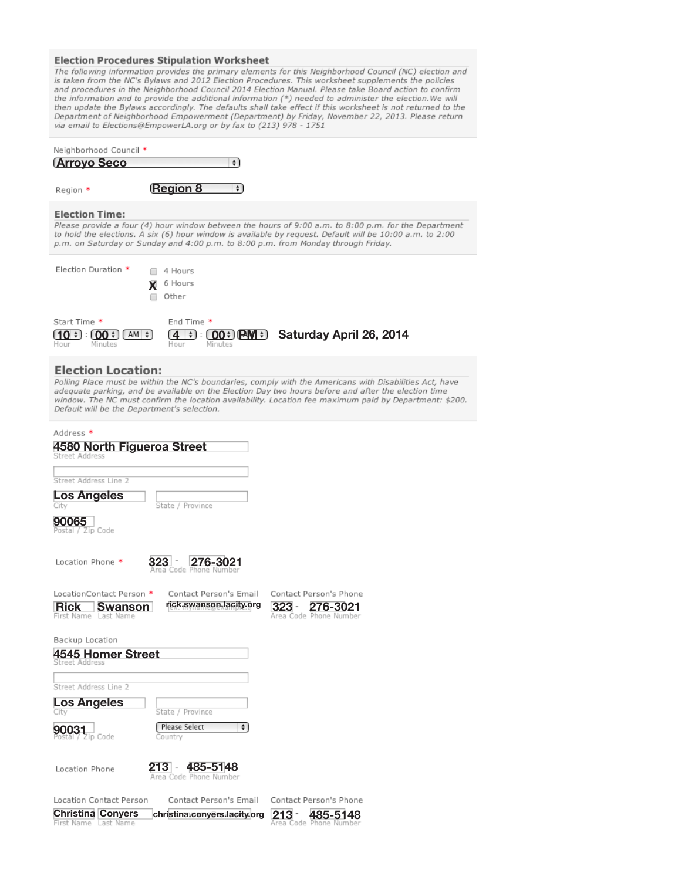## Election Procedures Stipulation Worksheet

*The following information provides the primary elements for this Neighborhood Council (NC) election and is taken from the NC's Bylaws and 2012 Election Procedures. This worksheet supplements the policies and procedures in the Neighborhood Council 2014 Election Manual. Please take Board action to confirm the information and to provide the additional information (*) needed to administer the election.We will then update the Bylaws accordingly. The defaults shall take effect if this worksheet is not returned to the Department of Neighborhood Empowerment (Department) by Friday, November 22, 2013. Please return via email to Elections@EmpowerLA.org or by fax to (213) 978 - 1751*

Neighborhood Council *: **Arroyo Seco**

Region *: **Region 8**

## Election Time:

*Please provide a four (4) hour window between the hours of 9:00 a.m. to 8:00 p.m. for the Department to hold the elections. A six (6) hour window is available by request. Default will be 10:00 a.m. to 2:00 p.m. on Saturday or Sunday and 4:00 p.m. to 8:00 p.m. from Monday through Friday.*

Election Duration *

- [ ] 4 Hours
- [x] 6 Hours
- [ ] Other

Start Time *: 10 : 00 AM (Hour / Minutes)

End Time *: 4 : 00 PM (Hour / Minutes)

**Saturday April 26, 2014**

## Election Location:

*Polling Place must be within the NC's boundaries, comply with the Americans with Disabilities Act, have adequate parking, and be available on the Election Day two hours before and after the election time window. The NC must confirm the location availability. Location fee maximum paid by Department: $200. Default will be the Department's selection.*

Address *

Street Address: 4580 North Figueroa Street

Street Address Line 2:

City: Los Angeles

State / Province:

Postal / Zip Code: 90065

Location Phone *: 323 - 276-3021 (Area Code / Phone Number)

LocationContact Person *: Rick Swanson (First Name / Last Name)

Contact Person's Email: rick.swanson.lacity.org

Contact Person's Phone: 323 - 276-3021 (Area Code / Phone Number)

Backup Location

Street Address: 4545 Homer Street

Street Address Line 2:

City: Los Angeles

State / Province:

Postal / Zip Code: 90031

Country: Please Select

Location Phone: 213 - 485-5148 (Area Code / Phone Number)

Location Contact Person: Christina Conyers (First Name / Last Name)

Contact Person's Email: christina.conyers.lacity.org

Contact Person's Phone: 213 - 485-5148 (Area Code / Phone Number)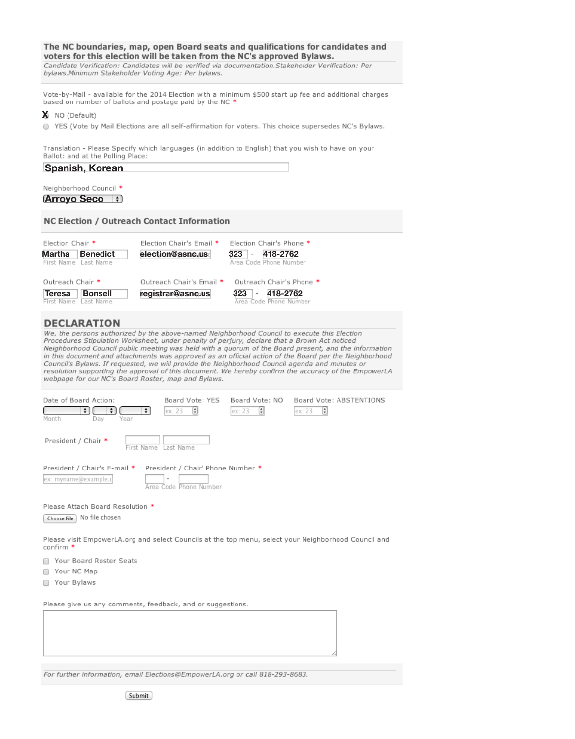**The NC boundaries, map, open Board seats and qualifications for candidates and voters for this election will be taken from the NC's approved Bylaws.**

*Candidate Verification: Candidates will be verified via documentation.Stakeholder Verification: Per bylaws.Minimum Stakeholder Voting Age: Per bylaws.*

Vote-by-Mail - available for the 2014 Election with a minimum $500 start up fee and additional charges based on number of ballots and postage paid by the NC *

X NO (Default)

○ YES (Vote by Mail Elections are all self-affirmation for voters. This choice supersedes NC's Bylaws.

Translation - Please Specify which languages (in addition to English) that you wish to have on your Ballot: and at the Polling Place:

Spanish, Korean

Neighborhood Council *

Arroyo Seco

## NC Election / Outreach Contact Information

Election Chair *: Martha (First Name) Benedict (Last Name)

Election Chair's Email *: election@asnc.us

Election Chair's Phone *: 323 (Area Code) - 418-2762 (Phone Number)

Outreach Chair *: Teresa (First Name) Bonsell (Last Name)

Outreach Chair's Email *: registrar@asnc.us

Outreach Chair's Phone *: 323 (Area Code) - 418-2762 (Phone Number)

## DECLARATION

*We, the persons authorized by the above-named Neighborhood Council to execute this Election Procedures Stipulation Worksheet, under penalty of perjury, declare that a Brown Act noticed Neighborhood Council public meeting was held with a quorum of the Board present, and the information in this document and attachments was approved as an official action of the Board per the Neighborhood Council's Bylaws. If requested, we will provide the Neighborhood Council agenda and minutes or resolution supporting the approval of this document. We hereby confirm the accuracy of the EmpowerLA webpage for our NC's Board Roster, map and Bylaws.*

Date of Board Action: Month Day Year

Board Vote: YES ex: 23

Board Vote: NO ex: 23

Board Vote: ABSTENTIONS ex: 23

President / Chair *: First Name Last Name

President / Chair's E-mail *: ex: myname@example.c

President / Chair' Phone Number *: Area Code - Phone Number

Please Attach Board Resolution *

Choose File No file chosen

Please visit EmpowerLA.org and select Councils at the top menu, select your Neighborhood Council and confirm *

- [ ] Your Board Roster Seats
- [ ] Your NC Map
- [ ] Your Bylaws

Please give us any comments, feedback, and or suggestions.

*For further information, email Elections@EmpowerLA.org or call 818-293-8683.*

Submit